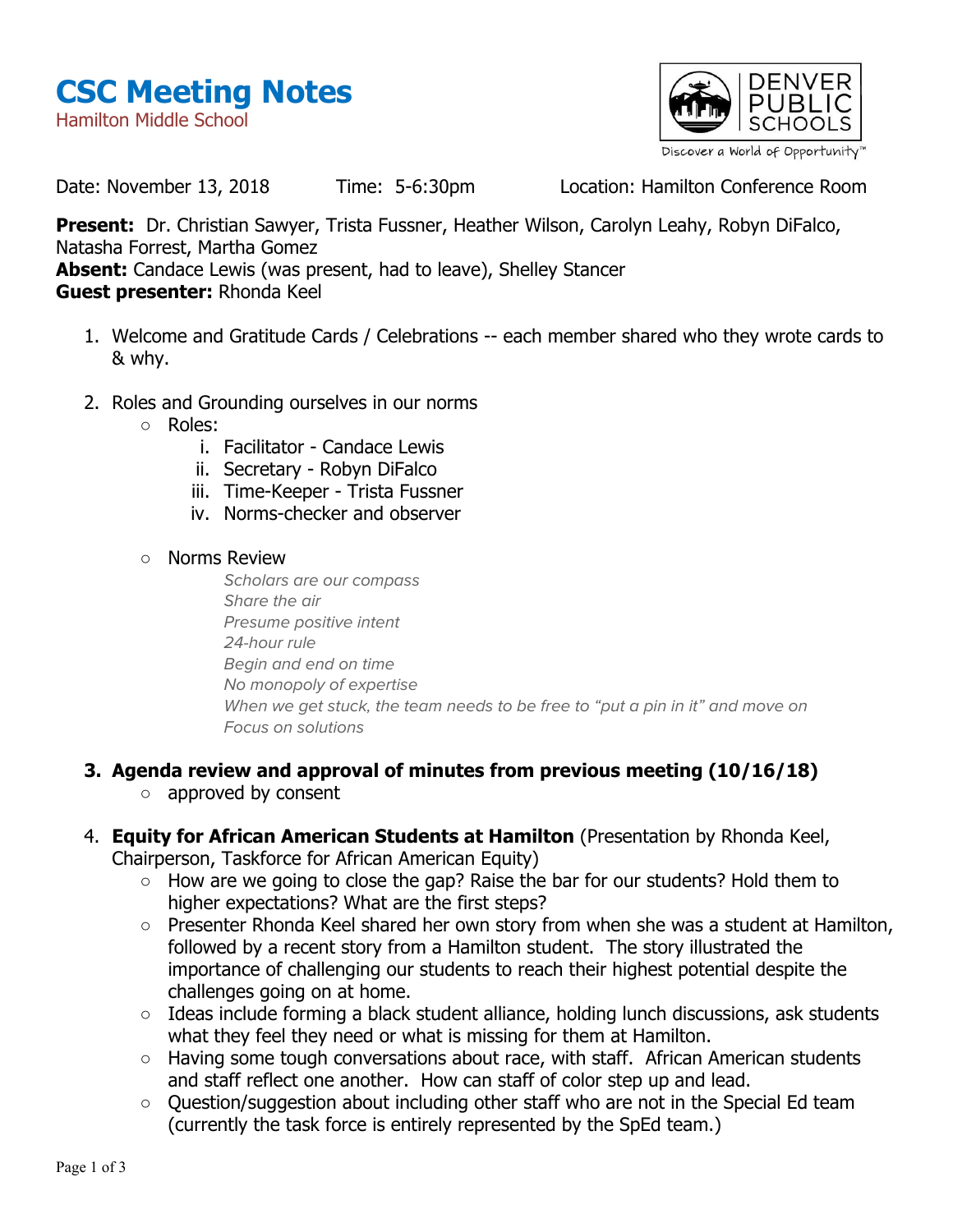# CSC Meeting Notes

Hamilton Middle School

DENVER PUBLIC SCHOOLS
Discover a World of Opportunity™

Date: November 13, 2018 Time: 5-6:30pm Location: Hamilton Conference Room

**Present:** Dr. Christian Sawyer, Trista Fussner, Heather Wilson, Carolyn Leahy, Robyn DiFalco, Natasha Forrest, Martha Gomez
**Absent:** Candace Lewis (was present, had to leave), Shelley Stancer
**Guest presenter:** Rhonda Keel

1. Welcome and Gratitude Cards / Celebrations -- each member shared who they wrote cards to & why.

2. Roles and Grounding ourselves in our norms
   - Roles:
     1. Facilitator - Candace Lewis
     2. Secretary - Robyn DiFalco
     3. Time-Keeper - Trista Fussner
     4. Norms-checker and observer

   - Norms Review

     *Scholars are our compass*
     *Share the air*
     *Presume positive intent*
     *24-hour rule*
     *Begin and end on time*
     *No monopoly of expertise*
     *When we get stuck, the team needs to be free to "put a pin in it" and move on*
     *Focus on solutions*

3. **Agenda review and approval of minutes from previous meeting (10/16/18)**
   - approved by consent

4. **Equity for African American Students at Hamilton** (Presentation by Rhonda Keel, Chairperson, Taskforce for African American Equity)
   - How are we going to close the gap? Raise the bar for our students? Hold them to higher expectations? What are the first steps?
   - Presenter Rhonda Keel shared her own story from when she was a student at Hamilton, followed by a recent story from a Hamilton student. The story illustrated the importance of challenging our students to reach their highest potential despite the challenges going on at home.
   - Ideas include forming a black student alliance, holding lunch discussions, ask students what they feel they need or what is missing for them at Hamilton.
   - Having some tough conversations about race, with staff. African American students and staff reflect one another. How can staff of color step up and lead.
   - Question/suggestion about including other staff who are not in the Special Ed team (currently the task force is entirely represented by the SpEd team.)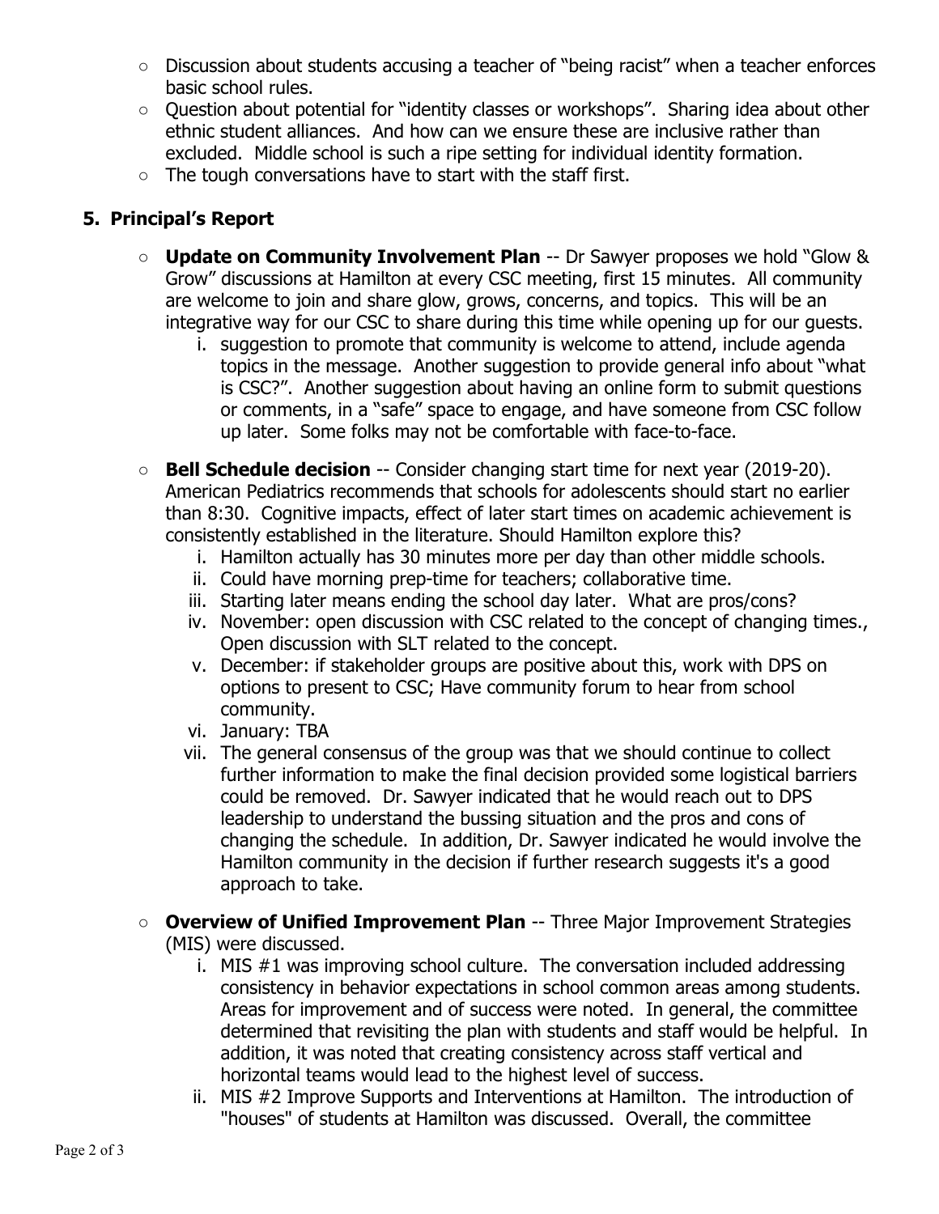- Discussion about students accusing a teacher of "being racist" when a teacher enforces basic school rules.
- Question about potential for "identity classes or workshops". Sharing idea about other ethnic student alliances. And how can we ensure these are inclusive rather than excluded. Middle school is such a ripe setting for individual identity formation.
- The tough conversations have to start with the staff first.

## 5. Principal's Report

- **Update on Community Involvement Plan** -- Dr Sawyer proposes we hold "Glow & Grow" discussions at Hamilton at every CSC meeting, first 15 minutes. All community are welcome to join and share glow, grows, concerns, and topics. This will be an integrative way for our CSC to share during this time while opening up for our guests.
  i. suggestion to promote that community is welcome to attend, include agenda topics in the message. Another suggestion to provide general info about "what is CSC?". Another suggestion about having an online form to submit questions or comments, in a "safe" space to engage, and have someone from CSC follow up later. Some folks may not be comfortable with face-to-face.
- **Bell Schedule decision** -- Consider changing start time for next year (2019-20). American Pediatrics recommends that schools for adolescents should start no earlier than 8:30. Cognitive impacts, effect of later start times on academic achievement is consistently established in the literature. Should Hamilton explore this?
  i. Hamilton actually has 30 minutes more per day than other middle schools.
  ii. Could have morning prep-time for teachers; collaborative time.
  iii. Starting later means ending the school day later. What are pros/cons?
  iv. November: open discussion with CSC related to the concept of changing times., Open discussion with SLT related to the concept.
  v. December: if stakeholder groups are positive about this, work with DPS on options to present to CSC; Have community forum to hear from school community.
  vi. January: TBA
  vii. The general consensus of the group was that we should continue to collect further information to make the final decision provided some logistical barriers could be removed. Dr. Sawyer indicated that he would reach out to DPS leadership to understand the bussing situation and the pros and cons of changing the schedule. In addition, Dr. Sawyer indicated he would involve the Hamilton community in the decision if further research suggests it's a good approach to take.
- **Overview of Unified Improvement Plan** -- Three Major Improvement Strategies (MIS) were discussed.
  i. MIS #1 was improving school culture. The conversation included addressing consistency in behavior expectations in school common areas among students. Areas for improvement and of success were noted. In general, the committee determined that revisiting the plan with students and staff would be helpful. In addition, it was noted that creating consistency across staff vertical and horizontal teams would lead to the highest level of success.
  ii. MIS #2 Improve Supports and Interventions at Hamilton. The introduction of "houses" of students at Hamilton was discussed. Overall, the committee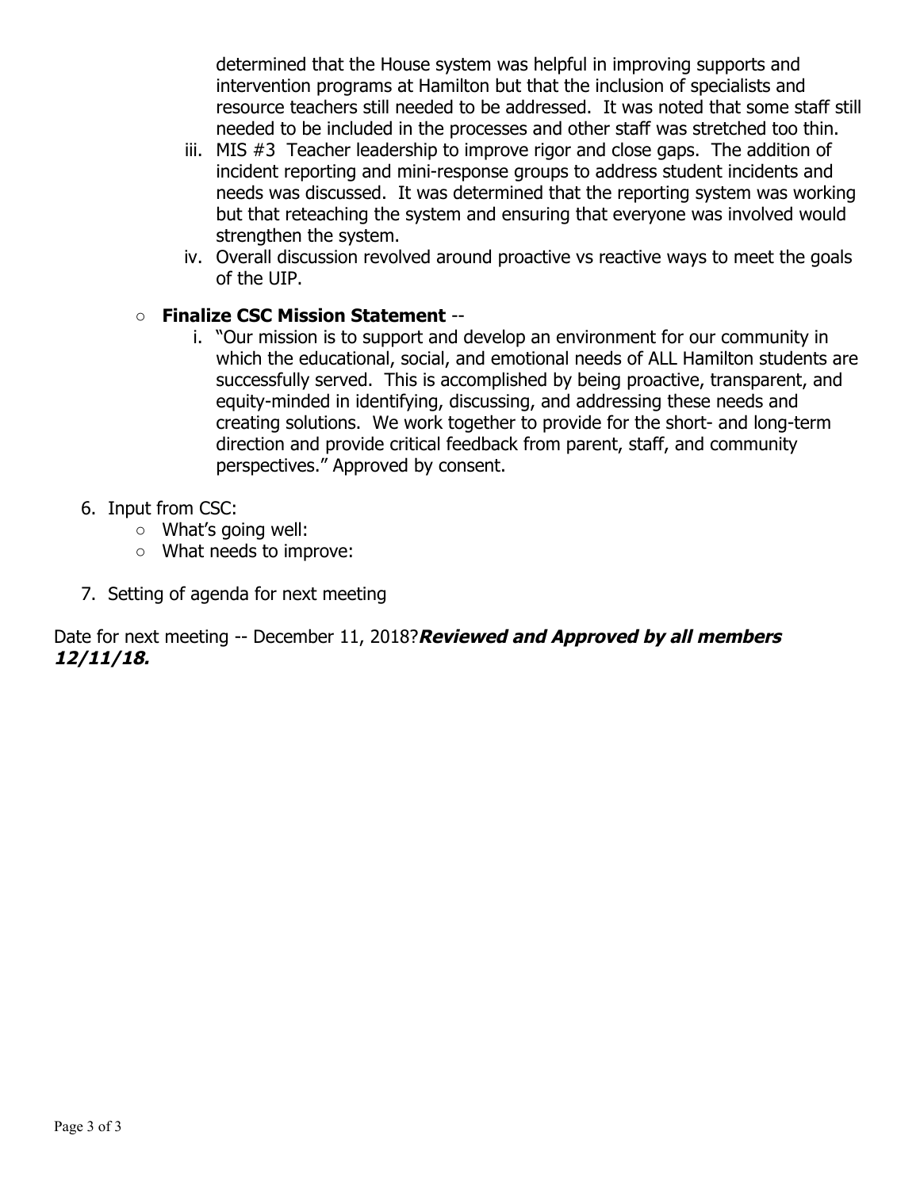determined that the House system was helpful in improving supports and intervention programs at Hamilton but that the inclusion of specialists and resource teachers still needed to be addressed. It was noted that some staff still needed to be included in the processes and other staff was stretched too thin.

iii. MIS #3 Teacher leadership to improve rigor and close gaps. The addition of incident reporting and mini-response groups to address student incidents and needs was discussed. It was determined that the reporting system was working but that reteaching the system and ensuring that everyone was involved would strengthen the system.

iv. Overall discussion revolved around proactive vs reactive ways to meet the goals of the UIP.

- **Finalize CSC Mission Statement** --
  i. "Our mission is to support and develop an environment for our community in which the educational, social, and emotional needs of ALL Hamilton students are successfully served. This is accomplished by being proactive, transparent, and equity-minded in identifying, discussing, and addressing these needs and creating solutions. We work together to provide for the short- and long-term direction and provide critical feedback from parent, staff, and community perspectives." Approved by consent.

6. Input from CSC:
   - What's going well:
   - What needs to improve:

7. Setting of agenda for next meeting

Date for next meeting -- December 11, 2018?***Reviewed and Approved by all members 12/11/18.***